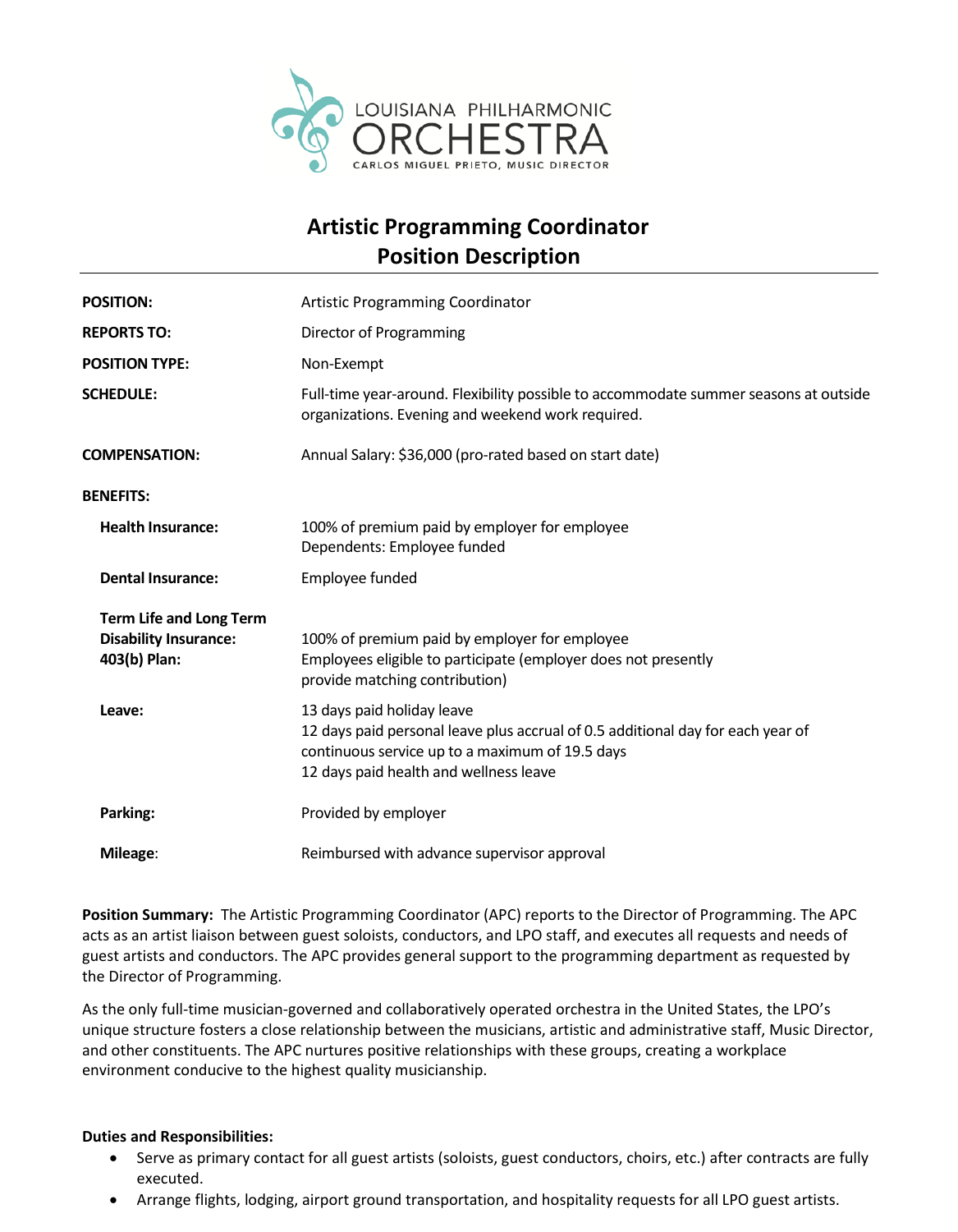LOUISIANA PHILHARMONIC ORCHESTRA
CARLOS MIGUEL PRIETO, MUSIC DIRECTOR

# Artistic Programming Coordinator
# Position Description

| | |
|---|---|
| **POSITION:** | Artistic Programming Coordinator |
| **REPORTS TO:** | Director of Programming |
| **POSITION TYPE:** | Non-Exempt |
| **SCHEDULE:** | Full-time year-around. Flexibility possible to accommodate summer seasons at outside organizations. Evening and weekend work required. |
| **COMPENSATION:** | Annual Salary: $36,000 (pro-rated based on start date) |
| **BENEFITS:** | |
| **Health Insurance:** | 100% of premium paid by employer for employee<br>Dependents: Employee funded |
| **Dental Insurance:** | Employee funded |
| **Term Life and Long Term Disability Insurance:** | 100% of premium paid by employer for employee |
| **403(b) Plan:** | Employees eligible to participate (employer does not presently provide matching contribution) |
| **Leave:** | 13 days paid holiday leave<br>12 days paid personal leave plus accrual of 0.5 additional day for each year of continuous service up to a maximum of 19.5 days<br>12 days paid health and wellness leave |
| **Parking:** | Provided by employer |
| **Mileage:** | Reimbursed with advance supervisor approval |

**Position Summary:** The Artistic Programming Coordinator (APC) reports to the Director of Programming. The APC acts as an artist liaison between guest soloists, conductors, and LPO staff, and executes all requests and needs of guest artists and conductors. The APC provides general support to the programming department as requested by the Director of Programming.

As the only full-time musician-governed and collaboratively operated orchestra in the United States, the LPO's unique structure fosters a close relationship between the musicians, artistic and administrative staff, Music Director, and other constituents. The APC nurtures positive relationships with these groups, creating a workplace environment conducive to the highest quality musicianship.

**Duties and Responsibilities:**

- Serve as primary contact for all guest artists (soloists, guest conductors, choirs, etc.) after contracts are fully executed.
- Arrange flights, lodging, airport ground transportation, and hospitality requests for all LPO guest artists.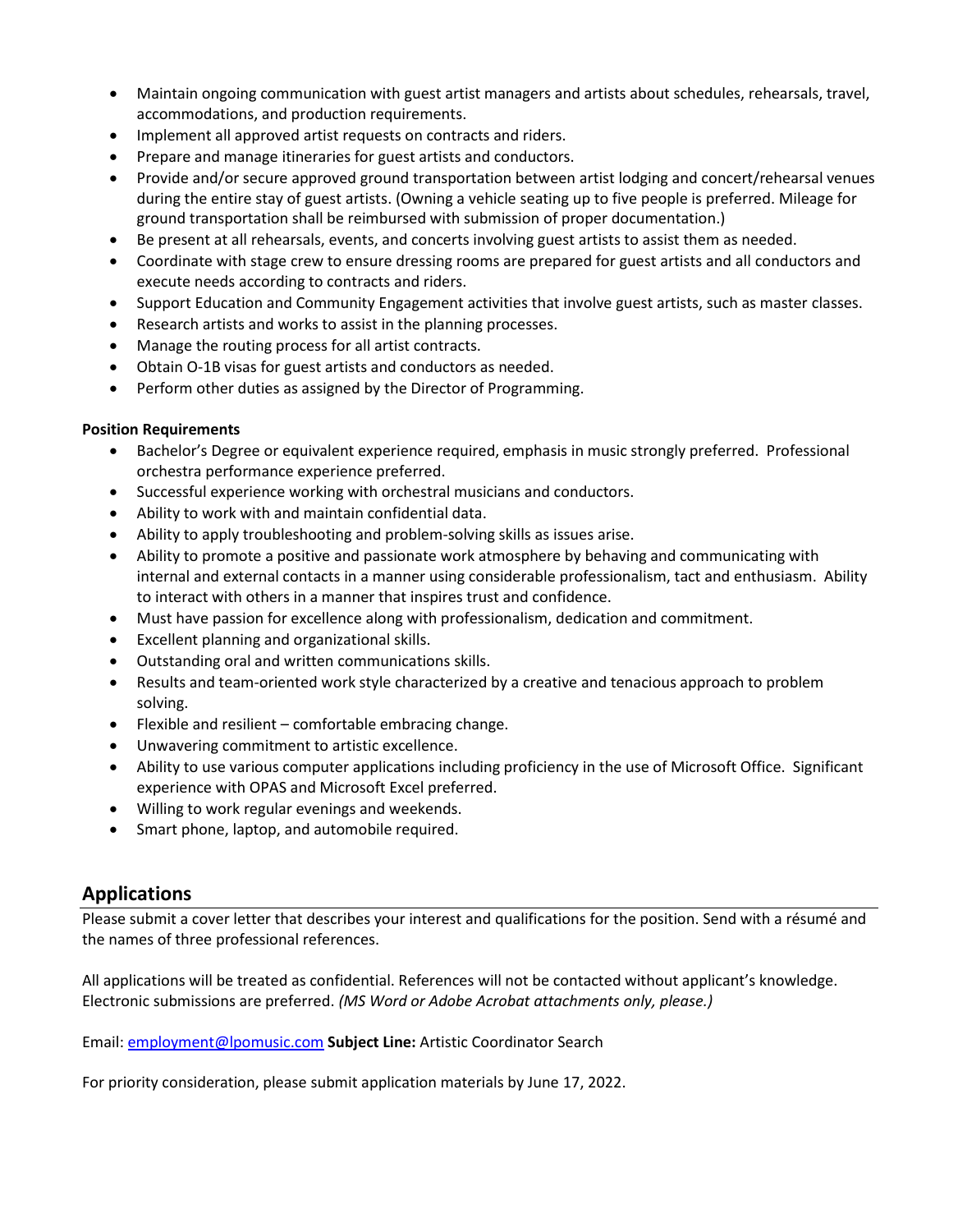- Maintain ongoing communication with guest artist managers and artists about schedules, rehearsals, travel, accommodations, and production requirements.
- Implement all approved artist requests on contracts and riders.
- Prepare and manage itineraries for guest artists and conductors.
- Provide and/or secure approved ground transportation between artist lodging and concert/rehearsal venues during the entire stay of guest artists. (Owning a vehicle seating up to five people is preferred. Mileage for ground transportation shall be reimbursed with submission of proper documentation.)
- Be present at all rehearsals, events, and concerts involving guest artists to assist them as needed.
- Coordinate with stage crew to ensure dressing rooms are prepared for guest artists and all conductors and execute needs according to contracts and riders.
- Support Education and Community Engagement activities that involve guest artists, such as master classes.
- Research artists and works to assist in the planning processes.
- Manage the routing process for all artist contracts.
- Obtain O-1B visas for guest artists and conductors as needed.
- Perform other duties as assigned by the Director of Programming.

**Position Requirements**

- Bachelor's Degree or equivalent experience required, emphasis in music strongly preferred. Professional orchestra performance experience preferred.
- Successful experience working with orchestral musicians and conductors.
- Ability to work with and maintain confidential data.
- Ability to apply troubleshooting and problem-solving skills as issues arise.
- Ability to promote a positive and passionate work atmosphere by behaving and communicating with internal and external contacts in a manner using considerable professionalism, tact and enthusiasm. Ability to interact with others in a manner that inspires trust and confidence.
- Must have passion for excellence along with professionalism, dedication and commitment.
- Excellent planning and organizational skills.
- Outstanding oral and written communications skills.
- Results and team-oriented work style characterized by a creative and tenacious approach to problem solving.
- Flexible and resilient – comfortable embracing change.
- Unwavering commitment to artistic excellence.
- Ability to use various computer applications including proficiency in the use of Microsoft Office. Significant experience with OPAS and Microsoft Excel preferred.
- Willing to work regular evenings and weekends.
- Smart phone, laptop, and automobile required.

## Applications

Please submit a cover letter that describes your interest and qualifications for the position. Send with a résumé and the names of three professional references.

All applications will be treated as confidential. References will not be contacted without applicant's knowledge. Electronic submissions are preferred. *(MS Word or Adobe Acrobat attachments only, please.)*

Email: employment@lpomusic.com **Subject Line:** Artistic Coordinator Search

For priority consideration, please submit application materials by June 17, 2022.